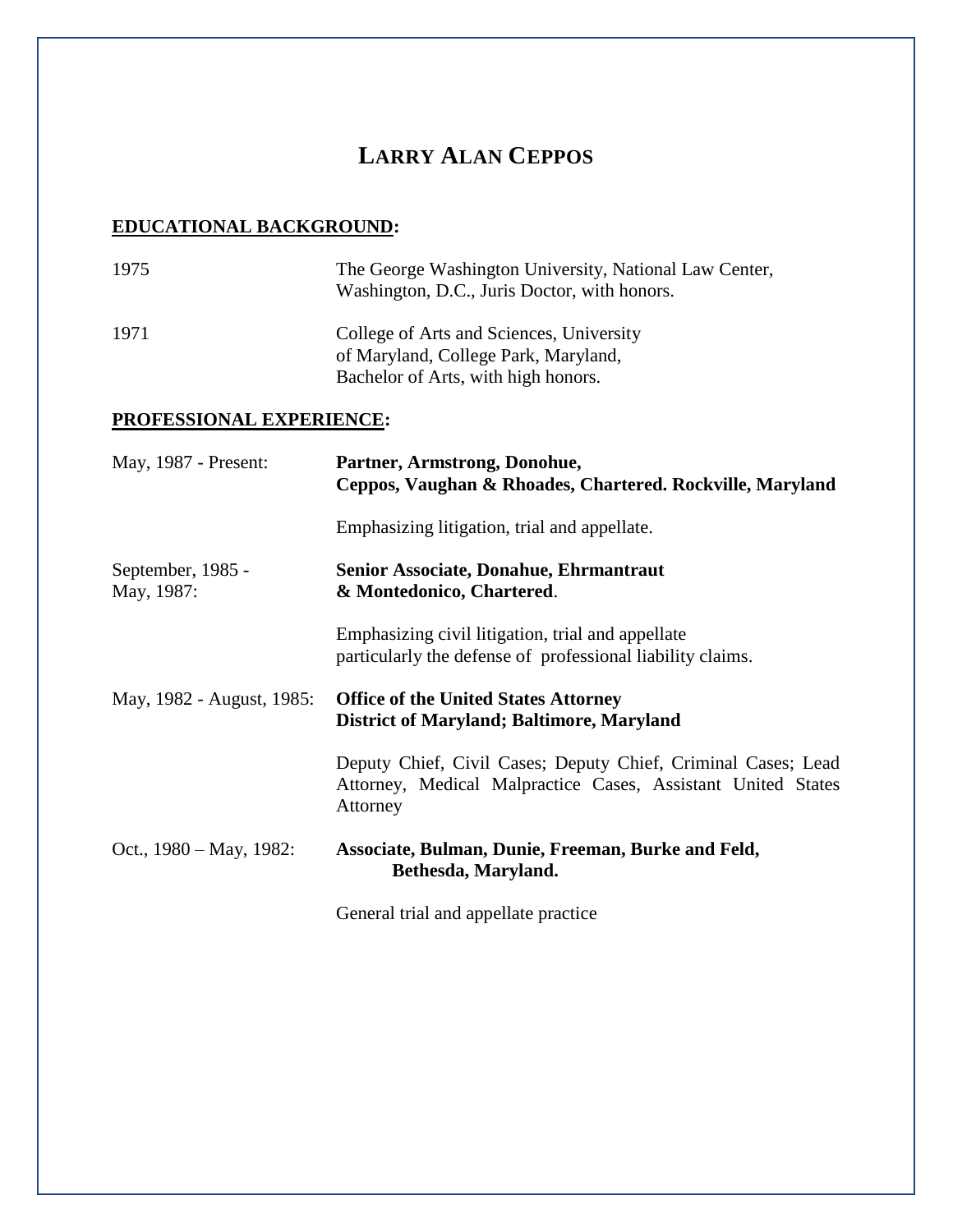# LARRY ALAN CEPPOS

## EDUCATIONAL BACKGROUND:

1975 — The George Washington University, National Law Center, Washington, D.C., Juris Doctor, with honors.

1971 — College of Arts and Sciences, University of Maryland, College Park, Maryland, Bachelor of Arts, with high honors.

## PROFESSIONAL EXPERIENCE:

May, 1987 - Present: **Partner, Armstrong, Donohue, Ceppos, Vaughan & Rhoades, Chartered. Rockville, Maryland**

Emphasizing litigation, trial and appellate.

September, 1985 - May, 1987: **Senior Associate, Donahue, Ehrmantraut & Montedonico, Chartered**.

Emphasizing civil litigation, trial and appellate particularly the defense of professional liability claims.

May, 1982 - August, 1985: **Office of the United States Attorney District of Maryland; Baltimore, Maryland**

Deputy Chief, Civil Cases; Deputy Chief, Criminal Cases; Lead Attorney, Medical Malpractice Cases, Assistant United States Attorney

Oct., 1980 – May, 1982: **Associate, Bulman, Dunie, Freeman, Burke and Feld, Bethesda, Maryland.**

General trial and appellate practice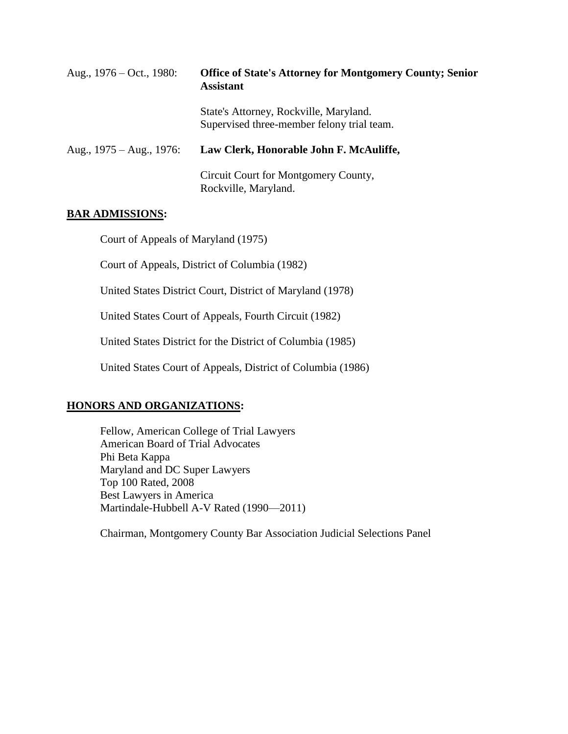Aug., 1976 – Oct., 1980: **Office of State's Attorney for Montgomery County; Senior Assistant**

State's Attorney, Rockville, Maryland.
Supervised three-member felony trial team.

Aug., 1975 – Aug., 1976: **Law Clerk, Honorable John F. McAuliffe,**

Circuit Court for Montgomery County,
Rockville, Maryland.

## **BAR ADMISSIONS:**

Court of Appeals of Maryland (1975)

Court of Appeals, District of Columbia (1982)

United States District Court, District of Maryland (1978)

United States Court of Appeals, Fourth Circuit (1982)

United States District for the District of Columbia (1985)

United States Court of Appeals, District of Columbia (1986)

## **HONORS AND ORGANIZATIONS:**

Fellow, American College of Trial Lawyers
American Board of Trial Advocates
Phi Beta Kappa
Maryland and DC Super Lawyers
Top 100 Rated, 2008
Best Lawyers in America
Martindale-Hubbell A-V Rated (1990—2011)

Chairman, Montgomery County Bar Association Judicial Selections Panel